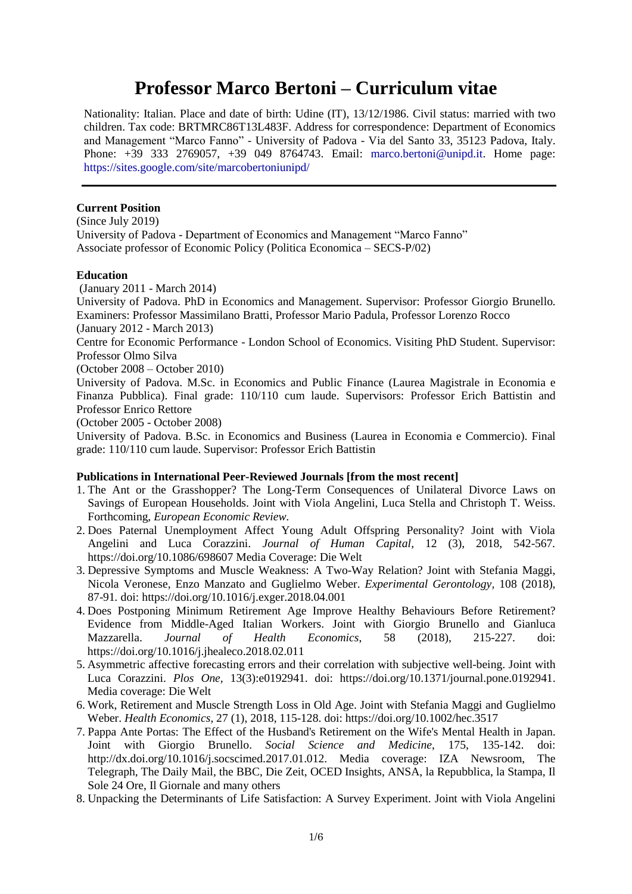# Professor Marco Bertoni – Curriculum vitae

Nationality: Italian. Place and date of birth: Udine (IT), 13/12/1986. Civil status: married with two children. Tax code: BRTMRC86T13L483F. Address for correspondence: Department of Economics and Management "Marco Fanno" - University of Padova - Via del Santo 33, 35123 Padova, Italy. Phone: +39 333 2769057, +39 049 8764743. Email: marco.bertoni@unipd.it. Home page: https://sites.google.com/site/marcobertoniunipd/

---

**Current Position**

(Since July 2019)
University of Padova - Department of Economics and Management "Marco Fanno"
Associate professor of Economic Policy (Politica Economica – SECS-P/02)

**Education**

(January 2011 - March 2014)
University of Padova. PhD in Economics and Management. Supervisor: Professor Giorgio Brunello. Examiners: Professor Massimilano Bratti, Professor Mario Padula, Professor Lorenzo Rocco
(January 2012 - March 2013)
Centre for Economic Performance - London School of Economics. Visiting PhD Student. Supervisor: Professor Olmo Silva
(October 2008 – October 2010)
University of Padova. M.Sc. in Economics and Public Finance (Laurea Magistrale in Economia e Finanza Pubblica). Final grade: 110/110 cum laude. Supervisors: Professor Erich Battistin and Professor Enrico Rettore
(October 2005 - October 2008)
University of Padova. B.Sc. in Economics and Business (Laurea in Economia e Commercio). Final grade: 110/110 cum laude. Supervisor: Professor Erich Battistin

**Publications in International Peer-Reviewed Journals [from the most recent]**

1. The Ant or the Grasshopper? The Long-Term Consequences of Unilateral Divorce Laws on Savings of European Households. Joint with Viola Angelini, Luca Stella and Christoph T. Weiss. Forthcoming, *European Economic Review.*
2. Does Paternal Unemployment Affect Young Adult Offspring Personality? Joint with Viola Angelini and Luca Corazzini. *Journal of Human Capital*, 12 (3), 2018, 542-567. https://doi.org/10.1086/698607 Media Coverage: Die Welt
3. Depressive Symptoms and Muscle Weakness: A Two-Way Relation? Joint with Stefania Maggi, Nicola Veronese, Enzo Manzato and Guglielmo Weber. *Experimental Gerontology,* 108 (2018), 87-91. doi: https://doi.org/10.1016/j.exger.2018.04.001
4. Does Postponing Minimum Retirement Age Improve Healthy Behaviours Before Retirement? Evidence from Middle-Aged Italian Workers. Joint with Giorgio Brunello and Gianluca Mazzarella. *Journal of Health Economics*, 58 (2018), 215-227. doi: https://doi.org/10.1016/j.jhealeco.2018.02.011
5. Asymmetric affective forecasting errors and their correlation with subjective well-being. Joint with Luca Corazzini. *Plos One,* 13(3):e0192941. doi: https://doi.org/10.1371/journal.pone.0192941. Media coverage: Die Welt
6. Work, Retirement and Muscle Strength Loss in Old Age. Joint with Stefania Maggi and Guglielmo Weber. *Health Economics*, 27 (1), 2018, 115-128. doi: https://doi.org/10.1002/hec.3517
7. Pappa Ante Portas: The Effect of the Husband's Retirement on the Wife's Mental Health in Japan. Joint with Giorgio Brunello. *Social Science and Medicine*, 175, 135-142. doi: http://dx.doi.org/10.1016/j.socscimed.2017.01.012. Media coverage: IZA Newsroom, The Telegraph, The Daily Mail, the BBC, Die Zeit, OCED Insights, ANSA, la Repubblica, la Stampa, Il Sole 24 Ore, Il Giornale and many others
8. Unpacking the Determinants of Life Satisfaction: A Survey Experiment. Joint with Viola Angelini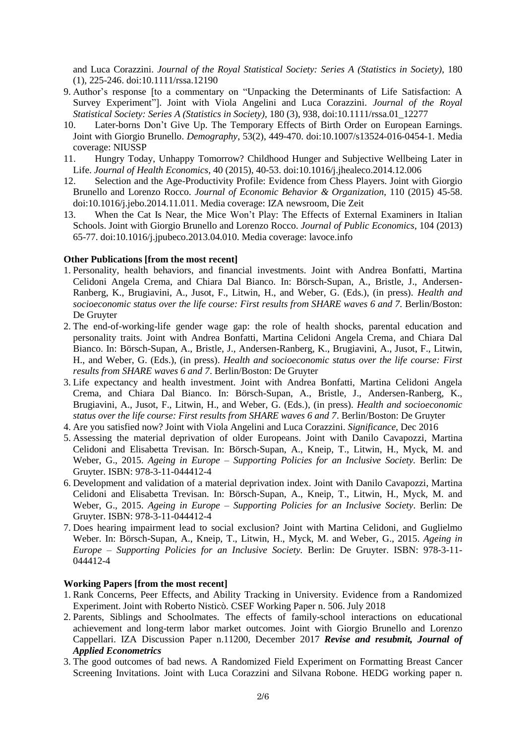and Luca Corazzini. *Journal of the Royal Statistical Society: Series A (Statistics in Society)*, 180 (1), 225-246. doi:10.1111/rssa.12190

9. Author's response [to a commentary on "Unpacking the Determinants of Life Satisfaction: A Survey Experiment"]. Joint with Viola Angelini and Luca Corazzini. *Journal of the Royal Statistical Society: Series A (Statistics in Society)*, 180 (3), 938, doi:10.1111/rssa.01_12277
10. Later-borns Don't Give Up. The Temporary Effects of Birth Order on European Earnings. Joint with Giorgio Brunello. *Demography*, 53(2), 449-470. doi:10.1007/s13524-016-0454-1. Media coverage: NIUSSP
11. Hungry Today, Unhappy Tomorrow? Childhood Hunger and Subjective Wellbeing Later in Life. *Journal of Health Economics*, 40 (2015), 40-53. doi:10.1016/j.jhealeco.2014.12.006
12. Selection and the Age-Productivity Profile: Evidence from Chess Players. Joint with Giorgio Brunello and Lorenzo Rocco. *Journal of Economic Behavior & Organization*, 110 (2015) 45-58. doi:10.1016/j.jebo.2014.11.011. Media coverage: IZA newsroom, Die Zeit
13. When the Cat Is Near, the Mice Won't Play: The Effects of External Examiners in Italian Schools. Joint with Giorgio Brunello and Lorenzo Rocco. *Journal of Public Economics*, 104 (2013) 65-77. doi:10.1016/j.jpubeco.2013.04.010. Media coverage: lavoce.info

**Other Publications [from the most recent]**

1. Personality, health behaviors, and financial investments. Joint with Andrea Bonfatti, Martina Celidoni Angela Crema, and Chiara Dal Bianco. In: Börsch-Supan, A., Bristle, J., Andersen-Ranberg, K., Brugiavini, A., Jusot, F., Litwin, H., and Weber, G. (Eds.), (in press). *Health and socioeconomic status over the life course: First results from SHARE waves 6 and 7*. Berlin/Boston: De Gruyter
2. The end-of-working-life gender wage gap: the role of health shocks, parental education and personality traits. Joint with Andrea Bonfatti, Martina Celidoni Angela Crema, and Chiara Dal Bianco. In: Börsch-Supan, A., Bristle, J., Andersen-Ranberg, K., Brugiavini, A., Jusot, F., Litwin, H., and Weber, G. (Eds.), (in press). *Health and socioeconomic status over the life course: First results from SHARE waves 6 and 7*. Berlin/Boston: De Gruyter
3. Life expectancy and health investment. Joint with Andrea Bonfatti, Martina Celidoni Angela Crema, and Chiara Dal Bianco. In: Börsch-Supan, A., Bristle, J., Andersen-Ranberg, K., Brugiavini, A., Jusot, F., Litwin, H., and Weber, G. (Eds.), (in press). *Health and socioeconomic status over the life course: First results from SHARE waves 6 and 7*. Berlin/Boston: De Gruyter
4. Are you satisfied now? Joint with Viola Angelini and Luca Corazzini. *Significance*, Dec 2016
5. Assessing the material deprivation of older Europeans. Joint with Danilo Cavapozzi, Martina Celidoni and Elisabetta Trevisan. In: Börsch-Supan, A., Kneip, T., Litwin, H., Myck, M. and Weber, G., 2015. *Ageing in Europe – Supporting Policies for an Inclusive Society.* Berlin: De Gruyter. ISBN: 978-3-11-044412-4
6. Development and validation of a material deprivation index. Joint with Danilo Cavapozzi, Martina Celidoni and Elisabetta Trevisan. In: Börsch-Supan, A., Kneip, T., Litwin, H., Myck, M. and Weber, G., 2015. *Ageing in Europe – Supporting Policies for an Inclusive Society*. Berlin: De Gruyter. ISBN: 978-3-11-044412-4
7. Does hearing impairment lead to social exclusion? Joint with Martina Celidoni, and Guglielmo Weber. In: Börsch-Supan, A., Kneip, T., Litwin, H., Myck, M. and Weber, G., 2015. *Ageing in Europe – Supporting Policies for an Inclusive Society.* Berlin: De Gruyter. ISBN: 978-3-11-044412-4

**Working Papers [from the most recent]**

1. Rank Concerns, Peer Effects, and Ability Tracking in University. Evidence from a Randomized Experiment. Joint with Roberto Nisticò. CSEF Working Paper n. 506. July 2018
2. Parents, Siblings and Schoolmates. The effects of family-school interactions on educational achievement and long-term labor market outcomes. Joint with Giorgio Brunello and Lorenzo Cappellari. IZA Discussion Paper n.11200, December 2017 ***Revise and resubmit, Journal of Applied Econometrics***
3. The good outcomes of bad news. A Randomized Field Experiment on Formatting Breast Cancer Screening Invitations. Joint with Luca Corazzini and Silvana Robone. HEDG working paper n.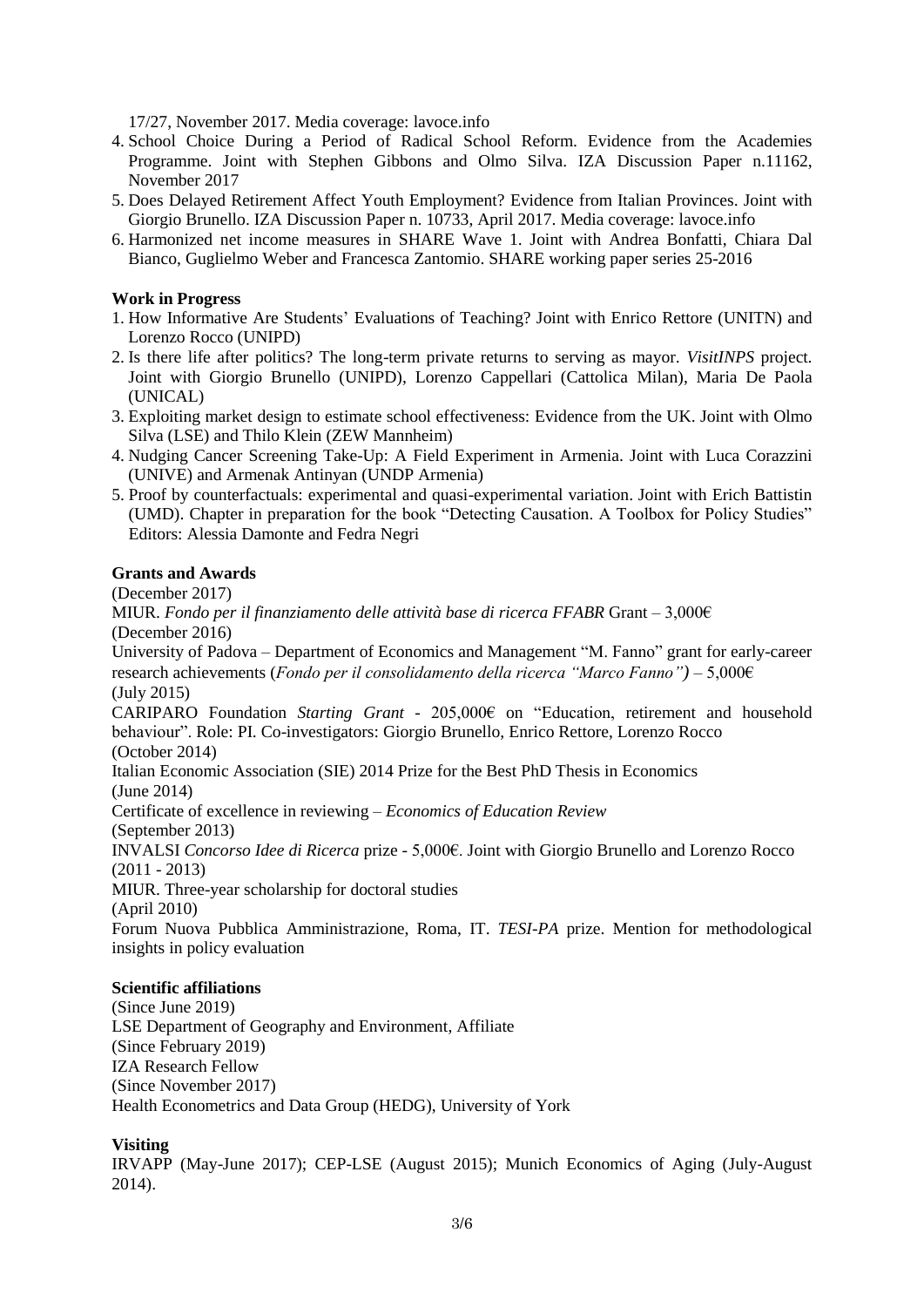17/27, November 2017. Media coverage: lavoce.info

4. School Choice During a Period of Radical School Reform. Evidence from the Academies Programme. Joint with Stephen Gibbons and Olmo Silva. IZA Discussion Paper n.11162, November 2017
5. Does Delayed Retirement Affect Youth Employment? Evidence from Italian Provinces. Joint with Giorgio Brunello. IZA Discussion Paper n. 10733, April 2017. Media coverage: lavoce.info
6. Harmonized net income measures in SHARE Wave 1. Joint with Andrea Bonfatti, Chiara Dal Bianco, Guglielmo Weber and Francesca Zantomio. SHARE working paper series 25-2016

**Work in Progress**

1. How Informative Are Students' Evaluations of Teaching? Joint with Enrico Rettore (UNITN) and Lorenzo Rocco (UNIPD)
2. Is there life after politics? The long-term private returns to serving as mayor. *VisitINPS* project. Joint with Giorgio Brunello (UNIPD), Lorenzo Cappellari (Cattolica Milan), Maria De Paola (UNICAL)
3. Exploiting market design to estimate school effectiveness: Evidence from the UK. Joint with Olmo Silva (LSE) and Thilo Klein (ZEW Mannheim)
4. Nudging Cancer Screening Take-Up: A Field Experiment in Armenia. Joint with Luca Corazzini (UNIVE) and Armenak Antinyan (UNDP Armenia)
5. Proof by counterfactuals: experimental and quasi-experimental variation. Joint with Erich Battistin (UMD). Chapter in preparation for the book "Detecting Causation. A Toolbox for Policy Studies" Editors: Alessia Damonte and Fedra Negri

**Grants and Awards**

(December 2017)
MIUR. *Fondo per il finanziamento delle attività base di ricerca FFABR* Grant – 3,000€
(December 2016)
University of Padova – Department of Economics and Management "M. Fanno" grant for early-career research achievements (*Fondo per il consolidamento della ricerca "Marco Fanno")* – 5,000€
(July 2015)
CARIPARO Foundation *Starting Grant* - 205,000€ on "Education, retirement and household behaviour". Role: PI. Co-investigators: Giorgio Brunello, Enrico Rettore, Lorenzo Rocco
(October 2014)
Italian Economic Association (SIE) 2014 Prize for the Best PhD Thesis in Economics
(June 2014)
Certificate of excellence in reviewing – *Economics of Education Review*
(September 2013)
INVALSI *Concorso Idee di Ricerca* prize - 5,000€. Joint with Giorgio Brunello and Lorenzo Rocco
(2011 - 2013)
MIUR. Three-year scholarship for doctoral studies
(April 2010)
Forum Nuova Pubblica Amministrazione, Roma, IT. *TESI-PA* prize. Mention for methodological insights in policy evaluation

**Scientific affiliations**

(Since June 2019)
LSE Department of Geography and Environment, Affiliate
(Since February 2019)
IZA Research Fellow
(Since November 2017)
Health Econometrics and Data Group (HEDG), University of York

**Visiting**

IRVAPP (May-June 2017); CEP-LSE (August 2015); Munich Economics of Aging (July-August 2014).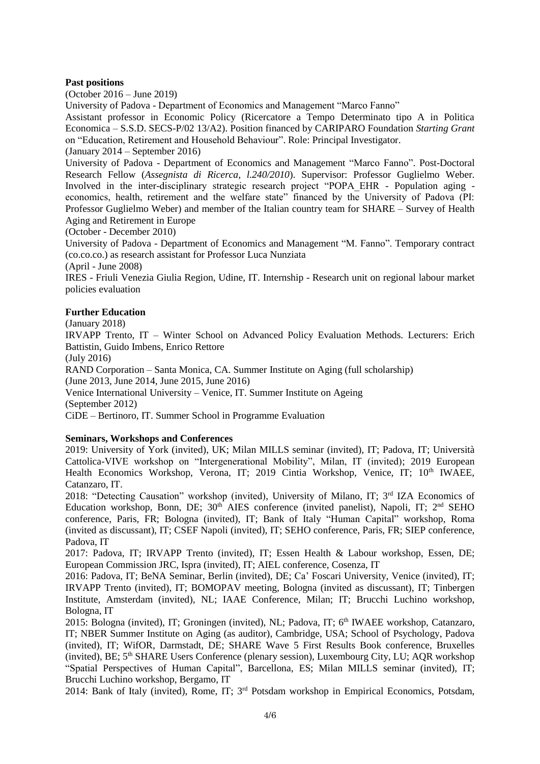**Past positions**

(October 2016 – June 2019)

University of Padova - Department of Economics and Management "Marco Fanno"

Assistant professor in Economic Policy (Ricercatore a Tempo Determinato tipo A in Politica Economica – S.S.D. SECS-P/02 13/A2). Position financed by CARIPARO Foundation *Starting Grant* on "Education, Retirement and Household Behaviour". Role: Principal Investigator.

(January 2014 – September 2016)

University of Padova - Department of Economics and Management "Marco Fanno". Post-Doctoral Research Fellow (*Assegnista di Ricerca, l.240/2010*). Supervisor: Professor Guglielmo Weber. Involved in the inter-disciplinary strategic research project "POPA_EHR - Population aging - economics, health, retirement and the welfare state" financed by the University of Padova (PI: Professor Guglielmo Weber) and member of the Italian country team for SHARE – Survey of Health Aging and Retirement in Europe

(October - December 2010)

University of Padova - Department of Economics and Management "M. Fanno". Temporary contract (co.co.co.) as research assistant for Professor Luca Nunziata

(April - June 2008)

IRES - Friuli Venezia Giulia Region, Udine, IT. Internship - Research unit on regional labour market policies evaluation

**Further Education**

(January 2018)

IRVAPP Trento, IT – Winter School on Advanced Policy Evaluation Methods. Lecturers: Erich Battistin, Guido Imbens, Enrico Rettore

(July 2016)

RAND Corporation – Santa Monica, CA. Summer Institute on Aging (full scholarship)

(June 2013, June 2014, June 2015, June 2016)

Venice International University – Venice, IT. Summer Institute on Ageing

(September 2012)

CiDE – Bertinoro, IT. Summer School in Programme Evaluation

**Seminars, Workshops and Conferences**

2019: University of York (invited), UK; Milan MILLS seminar (invited), IT; Padova, IT; Università Cattolica-VIVE workshop on "Intergenerational Mobility", Milan, IT (invited); 2019 European Health Economics Workshop, Verona, IT; 2019 Cintia Workshop, Venice, IT; 10th IWAEE, Catanzaro, IT.

2018: "Detecting Causation" workshop (invited), University of Milano, IT; 3rd IZA Economics of Education workshop, Bonn, DE; 30th AIES conference (invited panelist), Napoli, IT; 2nd SEHO conference, Paris, FR; Bologna (invited), IT; Bank of Italy "Human Capital" workshop, Roma (invited as discussant), IT; CSEF Napoli (invited), IT; SEHO conference, Paris, FR; SIEP conference, Padova, IT

2017: Padova, IT; IRVAPP Trento (invited), IT; Essen Health & Labour workshop, Essen, DE; European Commission JRC, Ispra (invited), IT; AIEL conference, Cosenza, IT

2016: Padova, IT; BeNA Seminar, Berlin (invited), DE; Ca' Foscari University, Venice (invited), IT; IRVAPP Trento (invited), IT; BOMOPAV meeting, Bologna (invited as discussant), IT; Tinbergen Institute, Amsterdam (invited), NL; IAAE Conference, Milan; IT; Brucchi Luchino workshop, Bologna, IT

2015: Bologna (invited), IT; Groningen (invited), NL; Padova, IT; 6th IWAEE workshop, Catanzaro, IT; NBER Summer Institute on Aging (as auditor), Cambridge, USA; School of Psychology, Padova (invited), IT; WifOR, Darmstadt, DE; SHARE Wave 5 First Results Book conference, Bruxelles (invited), BE; 5th SHARE Users Conference (plenary session), Luxembourg City, LU; AQR workshop "Spatial Perspectives of Human Capital", Barcellona, ES; Milan MILLS seminar (invited), IT; Brucchi Luchino workshop, Bergamo, IT

2014: Bank of Italy (invited), Rome, IT; 3rd Potsdam workshop in Empirical Economics, Potsdam,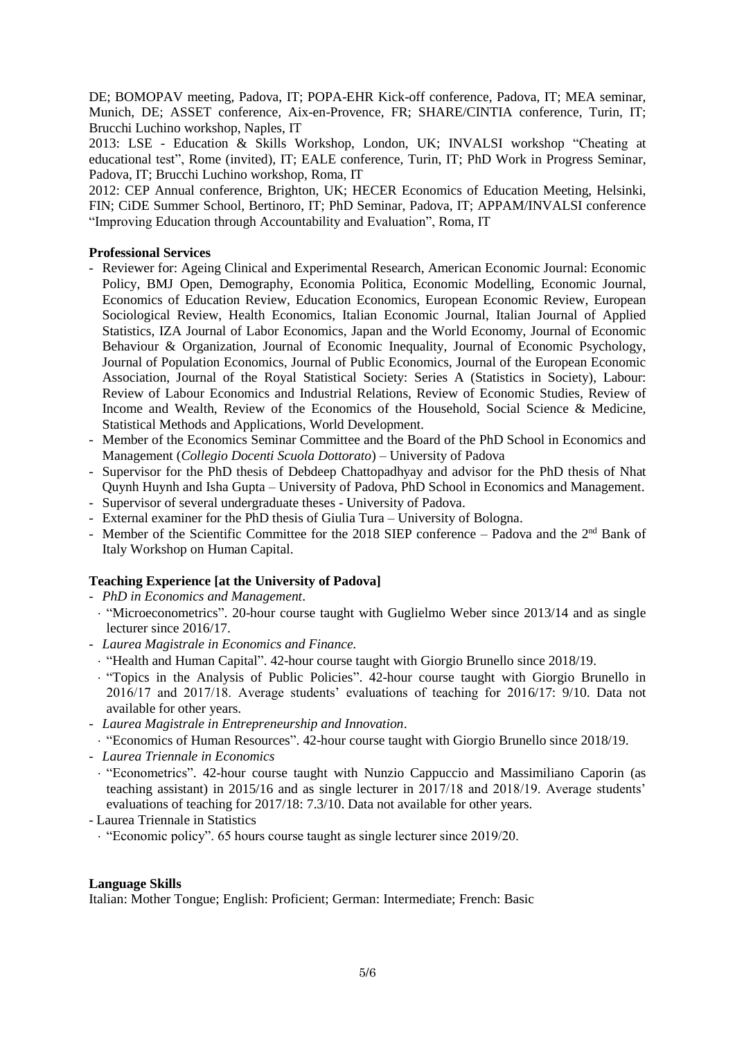DE; BOMOPAV meeting, Padova, IT; POPA-EHR Kick-off conference, Padova, IT; MEA seminar, Munich, DE; ASSET conference, Aix-en-Provence, FR; SHARE/CINTIA conference, Turin, IT; Brucchi Luchino workshop, Naples, IT

2013: LSE - Education & Skills Workshop, London, UK; INVALSI workshop "Cheating at educational test", Rome (invited), IT; EALE conference, Turin, IT; PhD Work in Progress Seminar, Padova, IT; Brucchi Luchino workshop, Roma, IT

2012: CEP Annual conference, Brighton, UK; HECER Economics of Education Meeting, Helsinki, FIN; CiDE Summer School, Bertinoro, IT; PhD Seminar, Padova, IT; APPAM/INVALSI conference "Improving Education through Accountability and Evaluation", Roma, IT

**Professional Services**

- Reviewer for: Ageing Clinical and Experimental Research, American Economic Journal: Economic Policy, BMJ Open, Demography, Economia Politica, Economic Modelling, Economic Journal, Economics of Education Review, Education Economics, European Economic Review, European Sociological Review, Health Economics, Italian Economic Journal, Italian Journal of Applied Statistics, IZA Journal of Labor Economics, Japan and the World Economy, Journal of Economic Behaviour & Organization, Journal of Economic Inequality, Journal of Economic Psychology, Journal of Population Economics, Journal of Public Economics, Journal of the European Economic Association, Journal of the Royal Statistical Society: Series A (Statistics in Society), Labour: Review of Labour Economics and Industrial Relations, Review of Economic Studies, Review of Income and Wealth, Review of the Economics of the Household, Social Science & Medicine, Statistical Methods and Applications, World Development.
- Member of the Economics Seminar Committee and the Board of the PhD School in Economics and Management (*Collegio Docenti Scuola Dottorato*) – University of Padova
- Supervisor for the PhD thesis of Debdeep Chattopadhyay and advisor for the PhD thesis of Nhat Quynh Huynh and Isha Gupta – University of Padova, PhD School in Economics and Management.
- Supervisor of several undergraduate theses - University of Padova.
- External examiner for the PhD thesis of Giulia Tura – University of Bologna.
- Member of the Scientific Committee for the 2018 SIEP conference – Padova and the 2nd Bank of Italy Workshop on Human Capital.

**Teaching Experience [at the University of Padova]**

- *PhD in Economics and Management*.
  - "Microeconometrics". 20-hour course taught with Guglielmo Weber since 2013/14 and as single lecturer since 2016/17.
- *Laurea Magistrale in Economics and Finance.*
  - "Health and Human Capital". 42-hour course taught with Giorgio Brunello since 2018/19.
  - "Topics in the Analysis of Public Policies". 42-hour course taught with Giorgio Brunello in 2016/17 and 2017/18. Average students' evaluations of teaching for 2016/17: 9/10. Data not available for other years.
- *Laurea Magistrale in Entrepreneurship and Innovation*.
  - "Economics of Human Resources". 42-hour course taught with Giorgio Brunello since 2018/19.
- *Laurea Triennale in Economics*
  - "Econometrics". 42-hour course taught with Nunzio Cappuccio and Massimiliano Caporin (as teaching assistant) in 2015/16 and as single lecturer in 2017/18 and 2018/19. Average students' evaluations of teaching for 2017/18: 7.3/10. Data not available for other years.
- Laurea Triennale in Statistics
  - "Economic policy". 65 hours course taught as single lecturer since 2019/20.

**Language Skills**

Italian: Mother Tongue; English: Proficient; German: Intermediate; French: Basic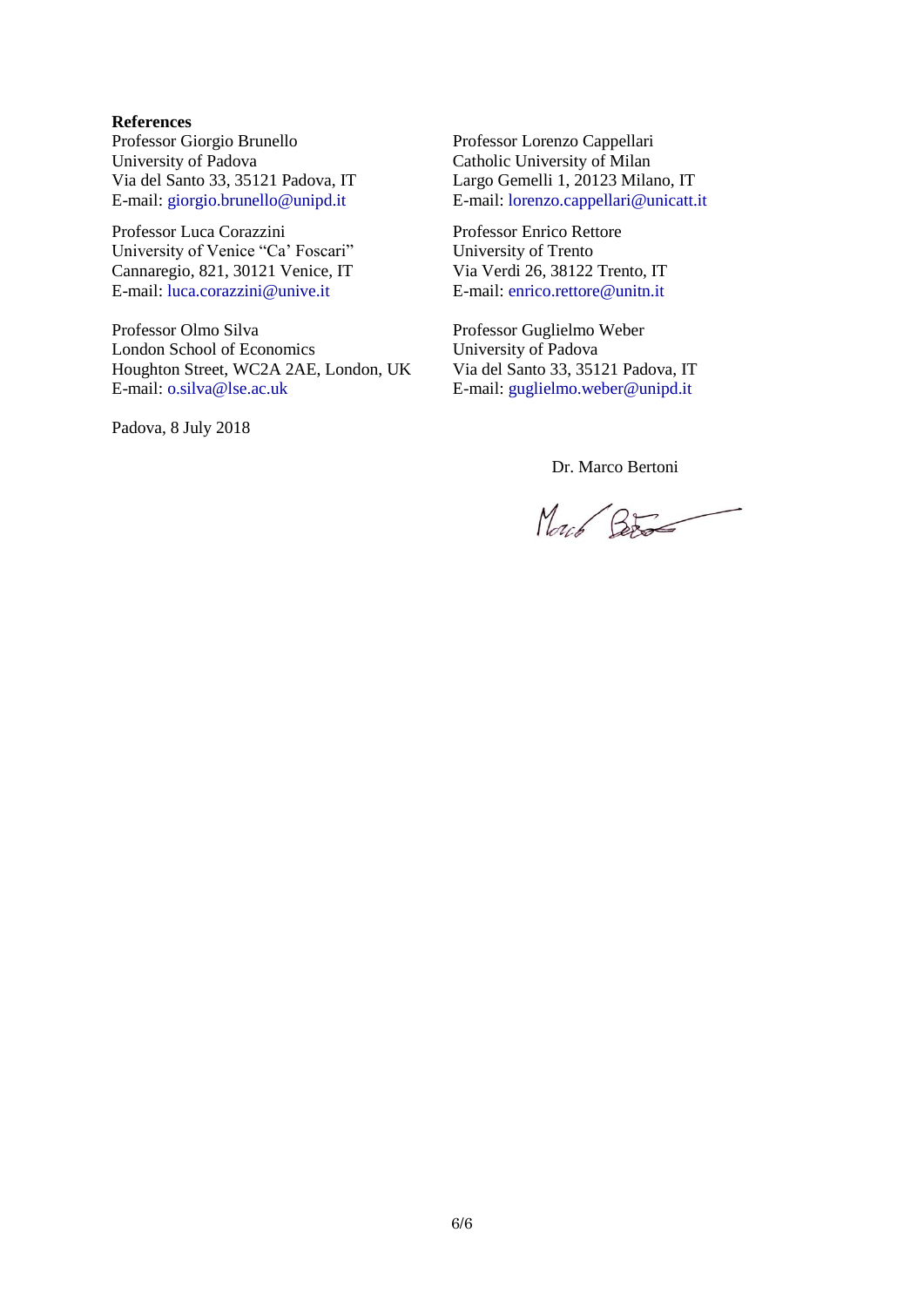**References**

Professor Giorgio Brunello
University of Padova
Via del Santo 33, 35121 Padova, IT
E-mail: giorgio.brunello@unipd.it

Professor Lorenzo Cappellari
Catholic University of Milan
Largo Gemelli 1, 20123 Milano, IT
E-mail: lorenzo.cappellari@unicatt.it

Professor Luca Corazzini
University of Venice "Ca' Foscari"
Cannaregio, 821, 30121 Venice, IT
E-mail: luca.corazzini@unive.it

Professor Enrico Rettore
University of Trento
Via Verdi 26, 38122 Trento, IT
E-mail: enrico.rettore@unitn.it

Professor Olmo Silva
London School of Economics
Houghton Street, WC2A 2AE, London, UK
E-mail: o.silva@lse.ac.uk

Professor Guglielmo Weber
University of Padova
Via del Santo 33, 35121 Padova, IT
E-mail: guglielmo.weber@unipd.it

Padova, 8 July 2018

Dr. Marco Bertoni